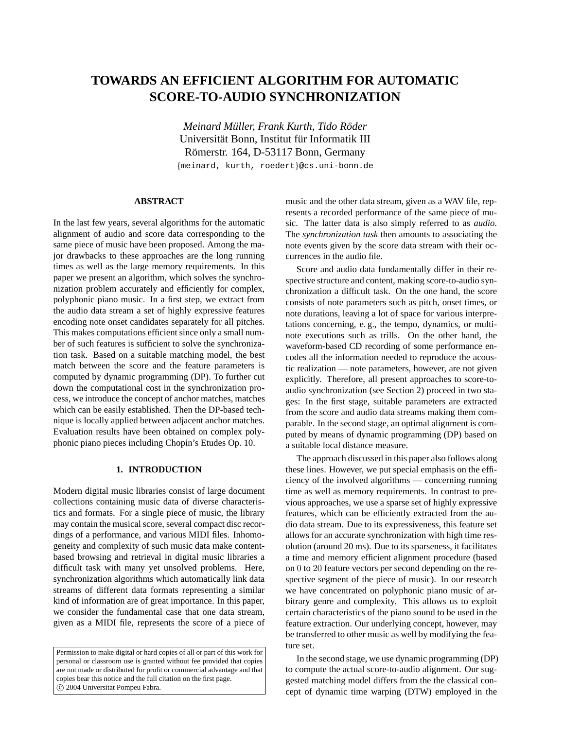# TOWARDS AN EFFICIENT ALGORITHM FOR AUTOMATIC SCORE-TO-AUDIO SYNCHRONIZATION

*Meinard Müller, Frank Kurth, Tido Röder*
Universität Bonn, Institut für Informatik III
Römerstr. 164, D-53117 Bonn, Germany
{meinard, kurth, roedert}@cs.uni-bonn.de

## ABSTRACT

In the last few years, several algorithms for the automatic alignment of audio and score data corresponding to the same piece of music have been proposed. Among the major drawbacks to these approaches are the long running times as well as the large memory requirements. In this paper we present an algorithm, which solves the synchronization problem accurately and efficiently for complex, polyphonic piano music. In a first step, we extract from the audio data stream a set of highly expressive features encoding note onset candidates separately for all pitches. This makes computations efficient since only a small number of such features is sufficient to solve the synchronization task. Based on a suitable matching model, the best match between the score and the feature parameters is computed by dynamic programming (DP). To further cut down the computational cost in the synchronization process, we introduce the concept of anchor matches, matches which can be easily established. Then the DP-based technique is locally applied between adjacent anchor matches. Evaluation results have been obtained on complex polyphonic piano pieces including Chopin's Etudes Op. 10.

## 1. INTRODUCTION

Modern digital music libraries consist of large document collections containing music data of diverse characteristics and formats. For a single piece of music, the library may contain the musical score, several compact disc recordings of a performance, and various MIDI files. Inhomogeneity and complexity of such music data make content-based browsing and retrieval in digital music libraries a difficult task with many yet unsolved problems. Here, synchronization algorithms which automatically link data streams of different data formats representing a similar kind of information are of great importance. In this paper, we consider the fundamental case that one data stream, given as a MIDI file, represents the score of a piece of music and the other data stream, given as a WAV file, represents a recorded performance of the same piece of music. The latter data is also simply referred to as *audio*. The *synchronization task* then amounts to associating the note events given by the score data stream with their occurrences in the audio file.

Score and audio data fundamentally differ in their respective structure and content, making score-to-audio synchronization a difficult task. On the one hand, the score consists of note parameters such as pitch, onset times, or note durations, leaving a lot of space for various interpretations concerning, e. g., the tempo, dynamics, or multi-note executions such as trills. On the other hand, the waveform-based CD recording of some performance encodes all the information needed to reproduce the acoustic realization — note parameters, however, are not given explicitly. Therefore, all present approaches to score-to-audio synchronization (see Section 2) proceed in two stages: In the first stage, suitable parameters are extracted from the score and audio data streams making them comparable. In the second stage, an optimal alignment is computed by means of dynamic programming (DP) based on a suitable local distance measure.

The approach discussed in this paper also follows along these lines. However, we put special emphasis on the efficiency of the involved algorithms — concerning running time as well as memory requirements. In contrast to previous approaches, we use a sparse set of highly expressive features, which can be efficiently extracted from the audio data stream. Due to its expressiveness, this feature set allows for an accurate synchronization with high time resolution (around 20 ms). Due to its sparseness, it facilitates a time and memory efficient alignment procedure (based on $0$ to $20$ feature vectors per second depending on the respective segment of the piece of music). In our research we have concentrated on polyphonic piano music of arbitrary genre and complexity. This allows us to exploit certain characteristics of the piano sound to be used in the feature extraction. Our underlying concept, however, may be transferred to other music as well by modifying the feature set.

In the second stage, we use dynamic programming (DP) to compute the actual score-to-audio alignment. Our suggested matching model differs from the the classical concept of dynamic time warping (DTW) employed in the

Permission to make digital or hard copies of all or part of this work for personal or classroom use is granted without fee provided that copies are not made or distributed for profit or commercial advantage and that copies bear this notice and the full citation on the first page.
© 2004 Universitat Pompeu Fabra.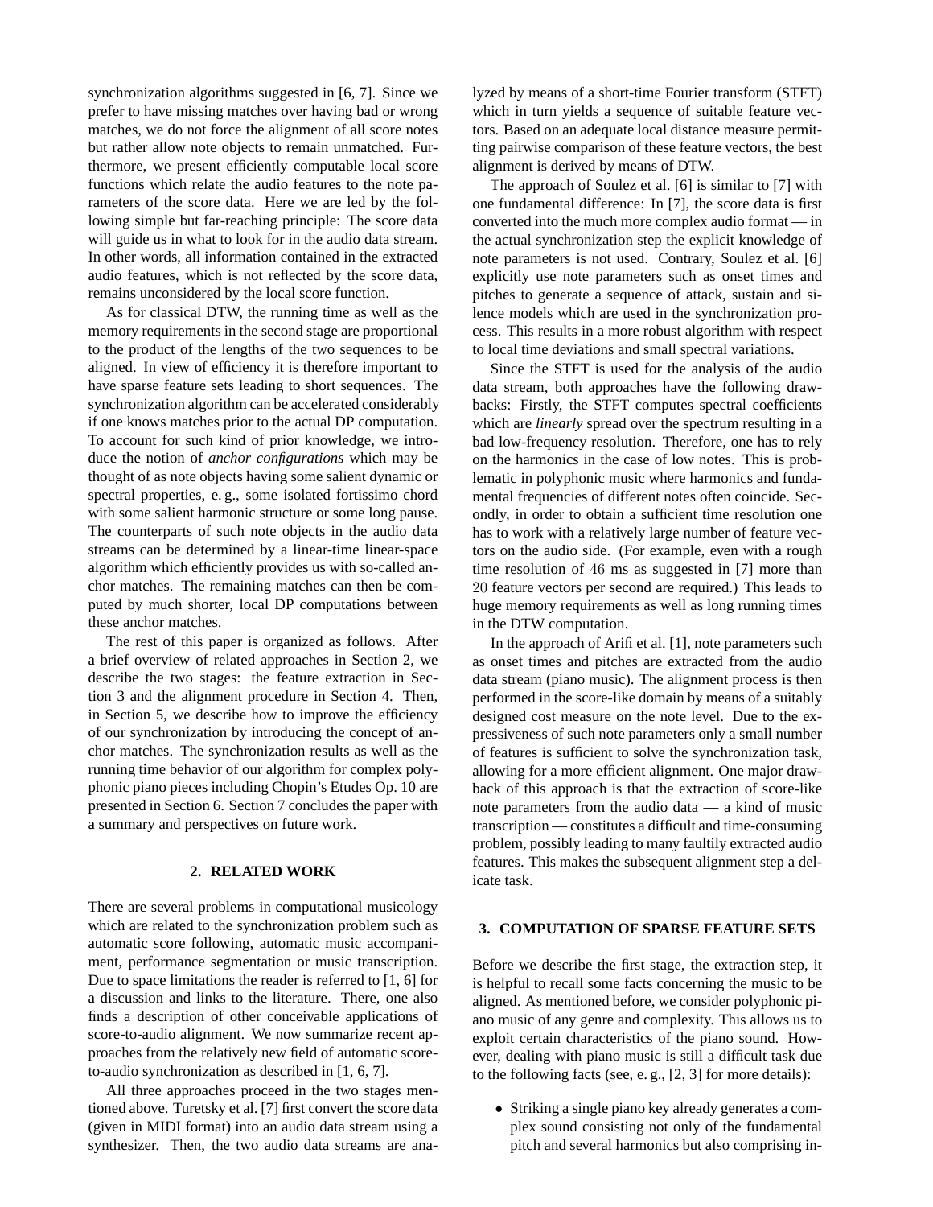synchronization algorithms suggested in [6, 7]. Since we prefer to have missing matches over having bad or wrong matches, we do not force the alignment of all score notes but rather allow note objects to remain unmatched. Furthermore, we present efficiently computable local score functions which relate the audio features to the note parameters of the score data. Here we are led by the following simple but far-reaching principle: The score data will guide us in what to look for in the audio data stream. In other words, all information contained in the extracted audio features, which is not reflected by the score data, remains unconsidered by the local score function.

As for classical DTW, the running time as well as the memory requirements in the second stage are proportional to the product of the lengths of the two sequences to be aligned. In view of efficiency it is therefore important to have sparse feature sets leading to short sequences. The synchronization algorithm can be accelerated considerably if one knows matches prior to the actual DP computation. To account for such kind of prior knowledge, we introduce the notion of *anchor configurations* which may be thought of as note objects having some salient dynamic or spectral properties, e. g., some isolated fortissimo chord with some salient harmonic structure or some long pause. The counterparts of such note objects in the audio data streams can be determined by a linear-time linear-space algorithm which efficiently provides us with so-called anchor matches. The remaining matches can then be computed by much shorter, local DP computations between these anchor matches.

The rest of this paper is organized as follows. After a brief overview of related approaches in Section 2, we describe the two stages: the feature extraction in Section 3 and the alignment procedure in Section 4. Then, in Section 5, we describe how to improve the efficiency of our synchronization by introducing the concept of anchor matches. The synchronization results as well as the running time behavior of our algorithm for complex polyphonic piano pieces including Chopin's Etudes Op. 10 are presented in Section 6. Section 7 concludes the paper with a summary and perspectives on future work.

## 2. RELATED WORK

There are several problems in computational musicology which are related to the synchronization problem such as automatic score following, automatic music accompaniment, performance segmentation or music transcription. Due to space limitations the reader is referred to [1, 6] for a discussion and links to the literature. There, one also finds a description of other conceivable applications of score-to-audio alignment. We now summarize recent approaches from the relatively new field of automatic score-to-audio synchronization as described in [1, 6, 7].

All three approaches proceed in the two stages mentioned above. Turetsky et al. [7] first convert the score data (given in MIDI format) into an audio data stream using a synthesizer. Then, the two audio data streams are analyzed by means of a short-time Fourier transform (STFT) which in turn yields a sequence of suitable feature vectors. Based on an adequate local distance measure permitting pairwise comparison of these feature vectors, the best alignment is derived by means of DTW.

The approach of Soulez et al. [6] is similar to [7] with one fundamental difference: In [7], the score data is first converted into the much more complex audio format — in the actual synchronization step the explicit knowledge of note parameters is not used. Contrary, Soulez et al. [6] explicitly use note parameters such as onset times and pitches to generate a sequence of attack, sustain and silence models which are used in the synchronization process. This results in a more robust algorithm with respect to local time deviations and small spectral variations.

Since the STFT is used for the analysis of the audio data stream, both approaches have the following drawbacks: Firstly, the STFT computes spectral coefficients which are *linearly* spread over the spectrum resulting in a bad low-frequency resolution. Therefore, one has to rely on the harmonics in the case of low notes. This is problematic in polyphonic music where harmonics and fundamental frequencies of different notes often coincide. Secondly, in order to obtain a sufficient time resolution one has to work with a relatively large number of feature vectors on the audio side. (For example, even with a rough time resolution of $46$ ms as suggested in [7] more than $20$ feature vectors per second are required.) This leads to huge memory requirements as well as long running times in the DTW computation.

In the approach of Arifi et al. [1], note parameters such as onset times and pitches are extracted from the audio data stream (piano music). The alignment process is then performed in the score-like domain by means of a suitably designed cost measure on the note level. Due to the expressiveness of such note parameters only a small number of features is sufficient to solve the synchronization task, allowing for a more efficient alignment. One major drawback of this approach is that the extraction of score-like note parameters from the audio data — a kind of music transcription — constitutes a difficult and time-consuming problem, possibly leading to many faultily extracted audio features. This makes the subsequent alignment step a delicate task.

## 3. COMPUTATION OF SPARSE FEATURE SETS

Before we describe the first stage, the extraction step, it is helpful to recall some facts concerning the music to be aligned. As mentioned before, we consider polyphonic piano music of any genre and complexity. This allows us to exploit certain characteristics of the piano sound. However, dealing with piano music is still a difficult task due to the following facts (see, e. g., [2, 3] for more details):

- Striking a single piano key already generates a complex sound consisting not only of the fundamental pitch and several harmonics but also comprising in-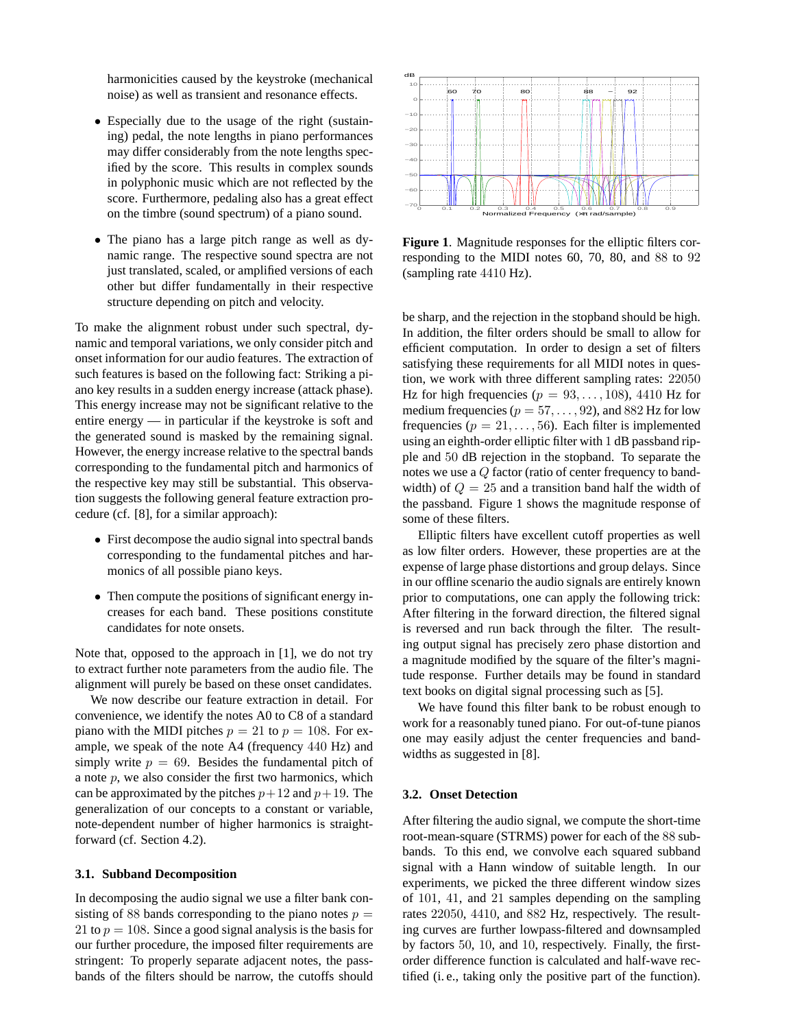harmonicities caused by the keystroke (mechanical noise) as well as transient and resonance effects.

- Especially due to the usage of the right (sustaining) pedal, the note lengths in piano performances may differ considerably from the note lengths specified by the score. This results in complex sounds in polyphonic music which are not reflected by the score. Furthermore, pedaling also has a great effect on the timbre (sound spectrum) of a piano sound.

- The piano has a large pitch range as well as dynamic range. The respective sound spectra are not just translated, scaled, or amplified versions of each other but differ fundamentally in their respective structure depending on pitch and velocity.

To make the alignment robust under such spectral, dynamic and temporal variations, we only consider pitch and onset information for our audio features. The extraction of such features is based on the following fact: Striking a piano key results in a sudden energy increase (attack phase). This energy increase may not be significant relative to the entire energy — in particular if the keystroke is soft and the generated sound is masked by the remaining signal. However, the energy increase relative to the spectral bands corresponding to the fundamental pitch and harmonics of the respective key may still be substantial. This observation suggests the following general feature extraction procedure (cf. [8], for a similar approach):

- First decompose the audio signal into spectral bands corresponding to the fundamental pitches and harmonics of all possible piano keys.

- Then compute the positions of significant energy increases for each band. These positions constitute candidates for note onsets.

Note that, opposed to the approach in [1], we do not try to extract further note parameters from the audio file. The alignment will purely be based on these onset candidates.

We now describe our feature extraction in detail. For convenience, we identify the notes A0 to C8 of a standard piano with the MIDI pitches $p = 21$ to $p = 108$. For example, we speak of the note A4 (frequency $440$ Hz) and simply write $p = 69$. Besides the fundamental pitch of a note $p$, we also consider the first two harmonics, which can be approximated by the pitches $p+12$ and $p+19$. The generalization of our concepts to a constant or variable, note-dependent number of higher harmonics is straightforward (cf. Section 4.2).

### 3.1. Subband Decomposition

In decomposing the audio signal we use a filter bank consisting of $88$ bands corresponding to the piano notes $p = 21$ to $p = 108$. Since a good signal analysis is the basis for our further procedure, the imposed filter requirements are stringent: To properly separate adjacent notes, the passbands of the filters should be narrow, the cutoffs should be sharp, and the rejection in the stopband should be high. In addition, the filter orders should be small to allow for efficient computation. In order to design a set of filters satisfying these requirements for all MIDI notes in question, we work with three different sampling rates: $22050$ Hz for high frequencies ($p = 93, \ldots, 108$), $4410$ Hz for medium frequencies ($p = 57, \ldots, 92$), and $882$ Hz for low frequencies ($p = 21, \ldots, 56$). Each filter is implemented using an eighth-order elliptic filter with $1$ dB passband ripple and $50$ dB rejection in the stopband. To separate the notes we use a $Q$ factor (ratio of center frequency to bandwidth) of $Q = 25$ and a transition band half the width of the passband. Figure 1 shows the magnitude response of some of these filters.

**Figure 1**. Magnitude responses for the elliptic filters corresponding to the MIDI notes 60, 70, 80, and $88$ to $92$ (sampling rate $4410$ Hz).

Elliptic filters have excellent cutoff properties as well as low filter orders. However, these properties are at the expense of large phase distortions and group delays. Since in our offline scenario the audio signals are entirely known prior to computations, one can apply the following trick: After filtering in the forward direction, the filtered signal is reversed and run back through the filter. The resulting output signal has precisely zero phase distortion and a magnitude modified by the square of the filter's magnitude response. Further details may be found in standard text books on digital signal processing such as [5].

We have found this filter bank to be robust enough to work for a reasonably tuned piano. For out-of-tune pianos one may easily adjust the center frequencies and bandwidths as suggested in [8].

### 3.2. Onset Detection

After filtering the audio signal, we compute the short-time root-mean-square (STRMS) power for each of the $88$ subbands. To this end, we convolve each squared subband signal with a Hann window of suitable length. In our experiments, we picked the three different window sizes of $101$, $41$, and $21$ samples depending on the sampling rates $22050$, $4410$, and $882$ Hz, respectively. The resulting curves are further lowpass-filtered and downsampled by factors $50$, $10$, and $10$, respectively. Finally, the first-order difference function is calculated and half-wave rectified (i. e., taking only the positive part of the function).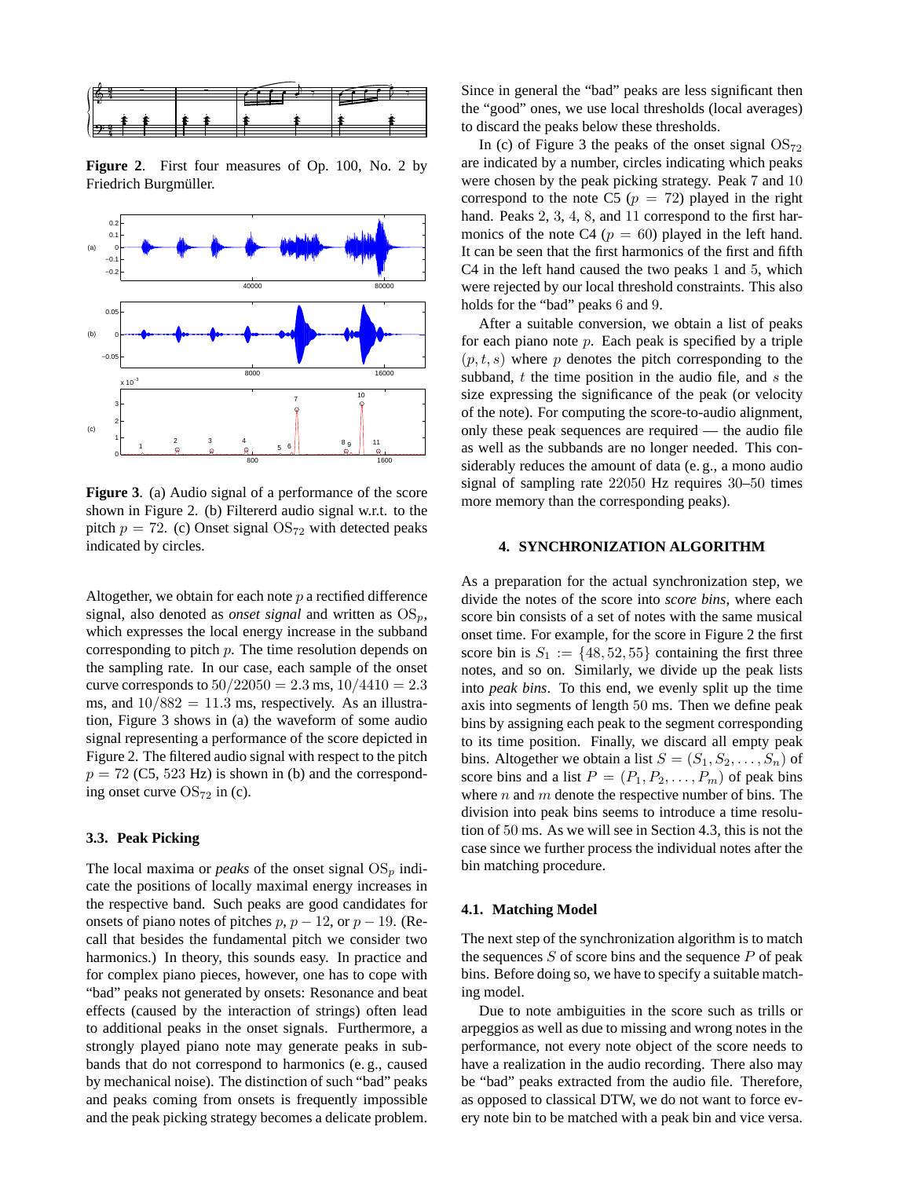**Figure 2**. First four measures of Op. 100, No. 2 by Friedrich Burgmüller.

**Figure 3**. (a) Audio signal of a performance of the score shown in Figure 2. (b) Filtererd audio signal w.r.t. to the pitch $p = 72$. (c) Onset signal $\mathrm{OS}_{72}$ with detected peaks indicated by circles.

Altogether, we obtain for each note $p$ a rectified difference signal, also denoted as *onset signal* and written as $\mathrm{OS}_p$, which expresses the local energy increase in the subband corresponding to pitch $p$. The time resolution depends on the sampling rate. In our case, each sample of the onset curve corresponds to $50/22050 = 2.3$ ms, $10/4410 = 2.3$ ms, and $10/882 = 11.3$ ms, respectively. As an illustration, Figure 3 shows in (a) the waveform of some audio signal representing a performance of the score depicted in Figure 2. The filtered audio signal with respect to the pitch $p = 72$ (C5, 523 Hz) is shown in (b) and the corresponding onset curve $\mathrm{OS}_{72}$ in (c).

### 3.3. Peak Picking

The local maxima or *peaks* of the onset signal $\mathrm{OS}_p$ indicate the positions of locally maximal energy increases in the respective band. Such peaks are good candidates for onsets of piano notes of pitches $p$, $p - 12$, or $p - 19$. (Recall that besides the fundamental pitch we consider two harmonics.) In theory, this sounds easy. In practice and for complex piano pieces, however, one has to cope with "bad" peaks not generated by onsets: Resonance and beat effects (caused by the interaction of strings) often lead to additional peaks in the onset signals. Furthermore, a strongly played piano note may generate peaks in subbands that do not correspond to harmonics (e. g., caused by mechanical noise). The distinction of such "bad" peaks and peaks coming from onsets is frequently impossible and the peak picking strategy becomes a delicate problem. Since in general the "bad" peaks are less significant then the "good" ones, we use local thresholds (local averages) to discard the peaks below these thresholds.

In (c) of Figure 3 the peaks of the onset signal $\mathrm{OS}_{72}$ are indicated by a number, circles indicating which peaks were chosen by the peak picking strategy. Peak 7 and 10 correspond to the note C5 ($p = 72$) played in the right hand. Peaks 2, 3, 4, 8, and 11 correspond to the first harmonics of the note C4 ($p = 60$) played in the left hand. It can be seen that the first harmonics of the first and fifth C4 in the left hand caused the two peaks 1 and 5, which were rejected by our local threshold constraints. This also holds for the "bad" peaks 6 and 9.

After a suitable conversion, we obtain a list of peaks for each piano note $p$. Each peak is specified by a triple $(p, t, s)$ where $p$ denotes the pitch corresponding to the subband, $t$ the time position in the audio file, and $s$ the size expressing the significance of the peak (or velocity of the note). For computing the score-to-audio alignment, only these peak sequences are required — the audio file as well as the subbands are no longer needed. This considerably reduces the amount of data (e. g., a mono audio signal of sampling rate 22050 Hz requires 30–50 times more memory than the corresponding peaks).

## 4. SYNCHRONIZATION ALGORITHM

As a preparation for the actual synchronization step, we divide the notes of the score into *score bins*, where each score bin consists of a set of notes with the same musical onset time. For example, for the score in Figure 2 the first score bin is $S_1 := \{48, 52, 55\}$ containing the first three notes, and so on. Similarly, we divide up the peak lists into *peak bins*. To this end, we evenly split up the time axis into segments of length 50 ms. Then we define peak bins by assigning each peak to the segment corresponding to its time position. Finally, we discard all empty peak bins. Altogether we obtain a list $S = (S_1, S_2, \ldots, S_n)$ of score bins and a list $P = (P_1, P_2, \ldots, P_m)$ of peak bins where $n$ and $m$ denote the respective number of bins. The division into peak bins seems to introduce a time resolution of 50 ms. As we will see in Section 4.3, this is not the case since we further process the individual notes after the bin matching procedure.

### 4.1. Matching Model

The next step of the synchronization algorithm is to match the sequences $S$ of score bins and the sequence $P$ of peak bins. Before doing so, we have to specify a suitable matching model.

Due to note ambiguities in the score such as trills or arpeggios as well as due to missing and wrong notes in the performance, not every note object of the score needs to have a realization in the audio recording. There also may be "bad" peaks extracted from the audio file. Therefore, as opposed to classical DTW, we do not want to force every note bin to be matched with a peak bin and vice versa.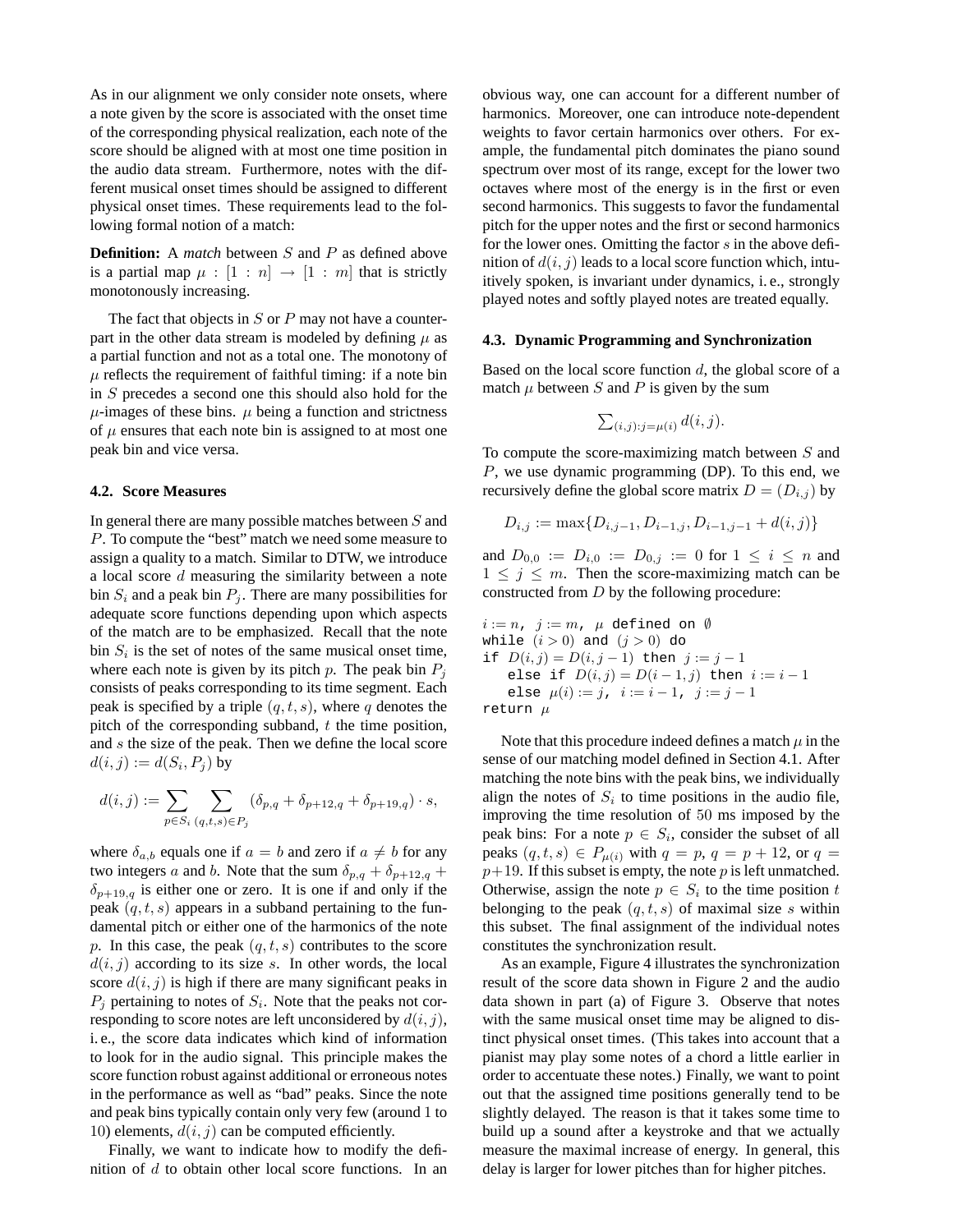As in our alignment we only consider note onsets, where a note given by the score is associated with the onset time of the corresponding physical realization, each note of the score should be aligned with at most one time position in the audio data stream. Furthermore, notes with the different musical onset times should be assigned to different physical onset times. These requirements lead to the following formal notion of a match:

**Definition:** A *match* between $S$ and $P$ as defined above is a partial map $\mu : [1 : n] \to [1 : m]$ that is strictly monotonously increasing.

The fact that objects in $S$ or $P$ may not have a counterpart in the other data stream is modeled by defining $\mu$ as a partial function and not as a total one. The monotony of $\mu$ reflects the requirement of faithful timing: if a note bin in $S$ precedes a second one this should also hold for the $\mu$-images of these bins. $\mu$ being a function and strictness of $\mu$ ensures that each note bin is assigned to at most one peak bin and vice versa.

### 4.2. Score Measures

In general there are many possible matches between $S$ and $P$. To compute the "best" match we need some measure to assign a quality to a match. Similar to DTW, we introduce a local score $d$ measuring the similarity between a note bin $S_i$ and a peak bin $P_j$. There are many possibilities for adequate score functions depending upon which aspects of the match are to be emphasized. Recall that the note bin $S_i$ is the set of notes of the same musical onset time, where each note is given by its pitch $p$. The peak bin $P_j$ consists of peaks corresponding to its time segment. Each peak is specified by a triple $(q, t, s)$, where $q$ denotes the pitch of the corresponding subband, $t$ the time position, and $s$ the size of the peak. Then we define the local score $d(i, j) := d(S_i, P_j)$ by

$$d(i,j) := \sum_{p \in S_i} \sum_{(q,t,s) \in P_j} (\delta_{p,q} + \delta_{p+12,q} + \delta_{p+19,q}) \cdot s,$$

where $\delta_{a,b}$ equals one if $a = b$ and zero if $a \neq b$ for any two integers $a$ and $b$. Note that the sum $\delta_{p,q} + \delta_{p+12,q} + \delta_{p+19,q}$ is either one or zero. It is one if and only if the peak $(q, t, s)$ appears in a subband pertaining to the fundamental pitch or either one of the harmonics of the note $p$. In this case, the peak $(q, t, s)$ contributes to the score $d(i, j)$ according to its size $s$. In other words, the local score $d(i, j)$ is high if there are many significant peaks in $P_j$ pertaining to notes of $S_i$. Note that the peaks not corresponding to score notes are left unconsidered by $d(i, j)$, i. e., the score data indicates which kind of information to look for in the audio signal. This principle makes the score function robust against additional or erroneous notes in the performance as well as "bad" peaks. Since the note and peak bins typically contain only very few (around 1 to 10) elements, $d(i, j)$ can be computed efficiently.

Finally, we want to indicate how to modify the definition of $d$ to obtain other local score functions. In an obvious way, one can account for a different number of harmonics. Moreover, one can introduce note-dependent weights to favor certain harmonics over others. For example, the fundamental pitch dominates the piano sound spectrum over most of its range, except for the lower two octaves where most of the energy is in the first or even second harmonics. This suggests to favor the fundamental pitch for the upper notes and the first or second harmonics for the lower ones. Omitting the factor $s$ in the above definition of $d(i, j)$ leads to a local score function which, intuitively spoken, is invariant under dynamics, i. e., strongly played notes and softly played notes are treated equally.

### 4.3. Dynamic Programming and Synchronization

Based on the local score function $d$, the global score of a match $\mu$ between $S$ and $P$ is given by the sum

$$\textstyle\sum_{(i,j): j=\mu(i)} d(i, j).$$

To compute the score-maximizing match between $S$ and $P$, we use dynamic programming (DP). To this end, we recursively define the global score matrix $D = (D_{i,j})$ by

$$D_{i,j} := \max\{D_{i,j-1}, D_{i-1,j}, D_{i-1,j-1} + d(i, j)\}$$

and $D_{0,0} := D_{i,0} := D_{0,j} := 0$ for $1 \le i \le n$ and $1 \le j \le m$. Then the score-maximizing match can be constructed from $D$ by the following procedure:

```
i := n,  j := m,  μ defined on ∅
while (i > 0) and (j > 0) do
if D(i,j) = D(i,j−1) then j := j − 1
   else if D(i,j) = D(i−1,j) then i := i − 1
   else μ(i) := j,  i := i − 1,  j := j − 1
return μ
```

Note that this procedure indeed defines a match $\mu$ in the sense of our matching model defined in Section 4.1. After matching the note bins with the peak bins, we individually align the notes of $S_i$ to time positions in the audio file, improving the time resolution of 50 ms imposed by the peak bins: For a note $p \in S_i$, consider the subset of all peaks $(q, t, s) \in P_{\mu(i)}$ with $q = p$, $q = p + 12$, or $q = p+19$. If this subset is empty, the note $p$ is left unmatched. Otherwise, assign the note $p \in S_i$ to the time position $t$ belonging to the peak $(q, t, s)$ of maximal size $s$ within this subset. The final assignment of the individual notes constitutes the synchronization result.

As an example, Figure 4 illustrates the synchronization result of the score data shown in Figure 2 and the audio data shown in part (a) of Figure 3. Observe that notes with the same musical onset time may be aligned to distinct physical onset times. (This takes into account that a pianist may play some notes of a chord a little earlier in order to accentuate these notes.) Finally, we want to point out that the assigned time positions generally tend to be slightly delayed. The reason is that it takes some time to build up a sound after a keystroke and that we actually measure the maximal increase of energy. In general, this delay is larger for lower pitches than for higher pitches.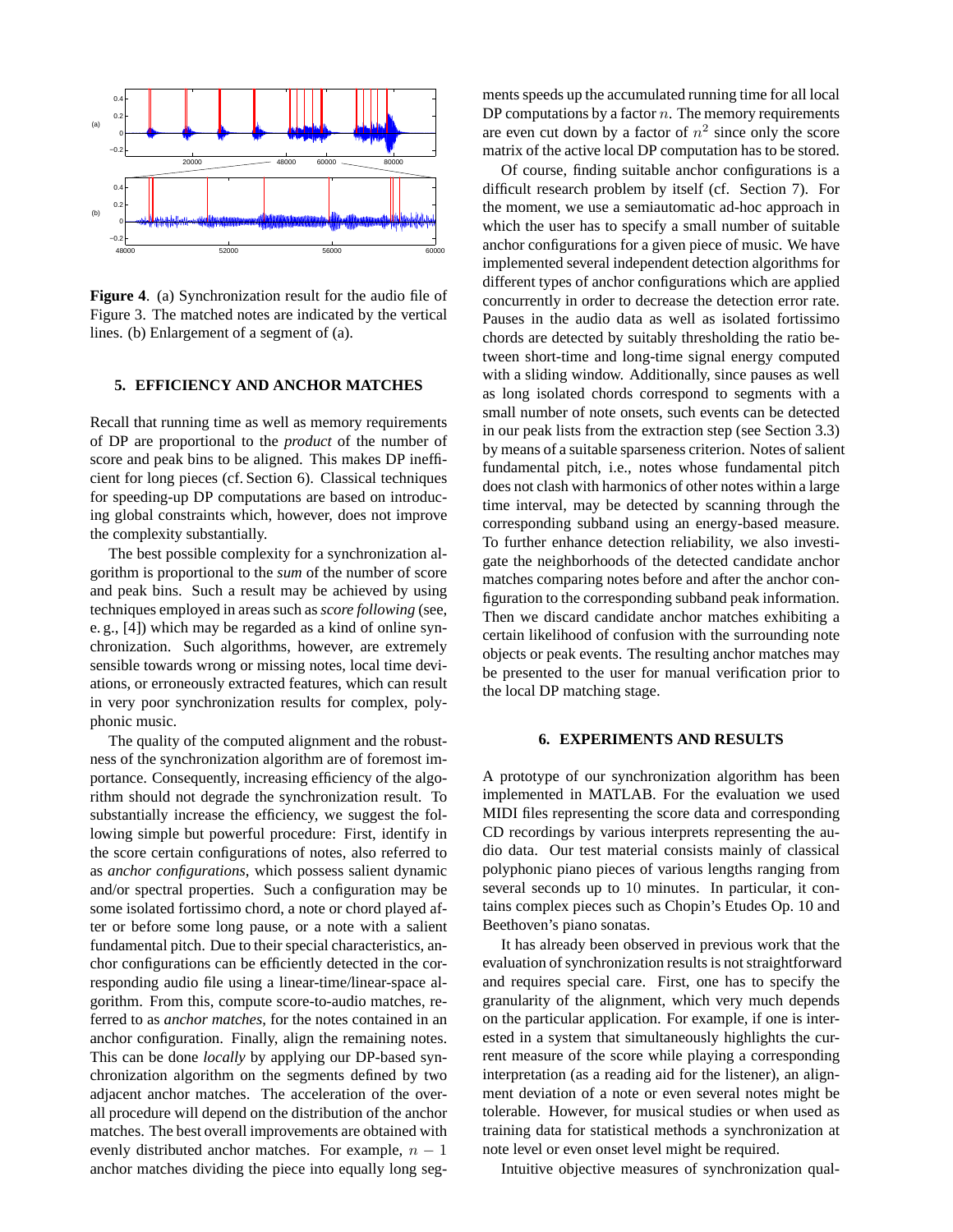**Figure 4**. (a) Synchronization result for the audio file of Figure 3. The matched notes are indicated by the vertical lines. (b) Enlargement of a segment of (a).

## 5. EFFICIENCY AND ANCHOR MATCHES

Recall that running time as well as memory requirements of DP are proportional to the *product* of the number of score and peak bins to be aligned. This makes DP inefficient for long pieces (cf. Section 6). Classical techniques for speeding-up DP computations are based on introducing global constraints which, however, does not improve the complexity substantially.

The best possible complexity for a synchronization algorithm is proportional to the *sum* of the number of score and peak bins. Such a result may be achieved by using techniques employed in areas such as *score following* (see, e. g., [4]) which may be regarded as a kind of online synchronization. Such algorithms, however, are extremely sensible towards wrong or missing notes, local time deviations, or erroneously extracted features, which can result in very poor synchronization results for complex, polyphonic music.

The quality of the computed alignment and the robustness of the synchronization algorithm are of foremost importance. Consequently, increasing efficiency of the algorithm should not degrade the synchronization result. To substantially increase the efficiency, we suggest the following simple but powerful procedure: First, identify in the score certain configurations of notes, also referred to as *anchor configurations*, which possess salient dynamic and/or spectral properties. Such a configuration may be some isolated fortissimo chord, a note or chord played after or before some long pause, or a note with a salient fundamental pitch. Due to their special characteristics, anchor configurations can be efficiently detected in the corresponding audio file using a linear-time/linear-space algorithm. From this, compute score-to-audio matches, referred to as *anchor matches*, for the notes contained in an anchor configuration. Finally, align the remaining notes. This can be done *locally* by applying our DP-based synchronization algorithm on the segments defined by two adjacent anchor matches. The acceleration of the overall procedure will depend on the distribution of the anchor matches. The best overall improvements are obtained with evenly distributed anchor matches. For example, $n - 1$ anchor matches dividing the piece into equally long segments speeds up the accumulated running time for all local DP computations by a factor $n$. The memory requirements are even cut down by a factor of $n^2$ since only the score matrix of the active local DP computation has to be stored.

Of course, finding suitable anchor configurations is a difficult research problem by itself (cf. Section 7). For the moment, we use a semiautomatic ad-hoc approach in which the user has to specify a small number of suitable anchor configurations for a given piece of music. We have implemented several independent detection algorithms for different types of anchor configurations which are applied concurrently in order to decrease the detection error rate. Pauses in the audio data as well as isolated fortissimo chords are detected by suitably thresholding the ratio between short-time and long-time signal energy computed with a sliding window. Additionally, since pauses as well as long isolated chords correspond to segments with a small number of note onsets, such events can be detected in our peak lists from the extraction step (see Section 3.3) by means of a suitable sparseness criterion. Notes of salient fundamental pitch, i.e., notes whose fundamental pitch does not clash with harmonics of other notes within a large time interval, may be detected by scanning through the corresponding subband using an energy-based measure. To further enhance detection reliability, we also investigate the neighborhoods of the detected candidate anchor matches comparing notes before and after the anchor configuration to the corresponding subband peak information. Then we discard candidate anchor matches exhibiting a certain likelihood of confusion with the surrounding note objects or peak events. The resulting anchor matches may be presented to the user for manual verification prior to the local DP matching stage.

## 6. EXPERIMENTS AND RESULTS

A prototype of our synchronization algorithm has been implemented in MATLAB. For the evaluation we used MIDI files representing the score data and corresponding CD recordings by various interprets representing the audio data. Our test material consists mainly of classical polyphonic piano pieces of various lengths ranging from several seconds up to 10 minutes. In particular, it contains complex pieces such as Chopin's Etudes Op. 10 and Beethoven's piano sonatas.

It has already been observed in previous work that the evaluation of synchronization results is not straightforward and requires special care. First, one has to specify the granularity of the alignment, which very much depends on the particular application. For example, if one is interested in a system that simultaneously highlights the current measure of the score while playing a corresponding interpretation (as a reading aid for the listener), an alignment deviation of a note or even several notes might be tolerable. However, for musical studies or when used as training data for statistical methods a synchronization at note level or even onset level might be required.

Intuitive objective measures of synchronization qual-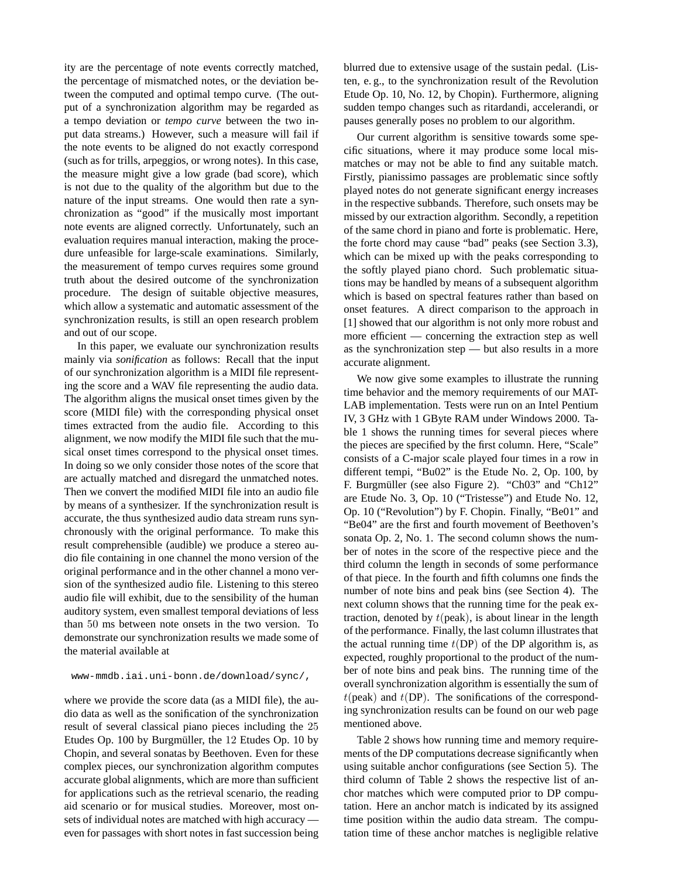ity are the percentage of note events correctly matched, the percentage of mismatched notes, or the deviation between the computed and optimal tempo curve. (The output of a synchronization algorithm may be regarded as a tempo deviation or *tempo curve* between the two input data streams.) However, such a measure will fail if the note events to be aligned do not exactly correspond (such as for trills, arpeggios, or wrong notes). In this case, the measure might give a low grade (bad score), which is not due to the quality of the algorithm but due to the nature of the input streams. One would then rate a synchronization as "good" if the musically most important note events are aligned correctly. Unfortunately, such an evaluation requires manual interaction, making the procedure unfeasible for large-scale examinations. Similarly, the measurement of tempo curves requires some ground truth about the desired outcome of the synchronization procedure. The design of suitable objective measures, which allow a systematic and automatic assessment of the synchronization results, is still an open research problem and out of our scope.

In this paper, we evaluate our synchronization results mainly via *sonification* as follows: Recall that the input of our synchronization algorithm is a MIDI file representing the score and a WAV file representing the audio data. The algorithm aligns the musical onset times given by the score (MIDI file) with the corresponding physical onset times extracted from the audio file. According to this alignment, we now modify the MIDI file such that the musical onset times correspond to the physical onset times. In doing so we only consider those notes of the score that are actually matched and disregard the unmatched notes. Then we convert the modified MIDI file into an audio file by means of a synthesizer. If the synchronization result is accurate, the thus synthesized audio data stream runs synchronously with the original performance. To make this result comprehensible (audible) we produce a stereo audio file containing in one channel the mono version of the original performance and in the other channel a mono version of the synthesized audio file. Listening to this stereo audio file will exhibit, due to the sensibility of the human auditory system, even smallest temporal deviations of less than $50$ ms between note onsets in the two version. To demonstrate our synchronization results we made some of the material available at

```
www-mmdb.iai.uni-bonn.de/download/sync/,
```

where we provide the score data (as a MIDI file), the audio data as well as the sonification of the synchronization result of several classical piano pieces including the $25$ Etudes Op. 100 by Burgmüller, the $12$ Etudes Op. 10 by Chopin, and several sonatas by Beethoven. Even for these complex pieces, our synchronization algorithm computes accurate global alignments, which are more than sufficient for applications such as the retrieval scenario, the reading aid scenario or for musical studies. Moreover, most onsets of individual notes are matched with high accuracy — even for passages with short notes in fast succession being blurred due to extensive usage of the sustain pedal. (Listen, e. g., to the synchronization result of the Revolution Etude Op. 10, No. 12, by Chopin). Furthermore, aligning sudden tempo changes such as ritardandi, accelerandi, or pauses generally poses no problem to our algorithm.

Our current algorithm is sensitive towards some specific situations, where it may produce some local mismatches or may not be able to find any suitable match. Firstly, pianissimo passages are problematic since softly played notes do not generate significant energy increases in the respective subbands. Therefore, such onsets may be missed by our extraction algorithm. Secondly, a repetition of the same chord in piano and forte is problematic. Here, the forte chord may cause "bad" peaks (see Section 3.3), which can be mixed up with the peaks corresponding to the softly played piano chord. Such problematic situations may be handled by means of a subsequent algorithm which is based on spectral features rather than based on onset features. A direct comparison to the approach in [1] showed that our algorithm is not only more robust and more efficient — concerning the extraction step as well as the synchronization step — but also results in a more accurate alignment.

We now give some examples to illustrate the running time behavior and the memory requirements of our MATLAB implementation. Tests were run on an Intel Pentium IV, 3 GHz with 1 GByte RAM under Windows 2000. Table 1 shows the running times for several pieces where the pieces are specified by the first column. Here, "Scale" consists of a C-major scale played four times in a row in different tempi, "Bu02" is the Etude No. 2, Op. 100, by F. Burgmüller (see also Figure 2). "Ch03" and "Ch12" are Etude No. 3, Op. 10 ("Tristesse") and Etude No. 12, Op. 10 ("Revolution") by F. Chopin. Finally, "Be01" and "Be04" are the first and fourth movement of Beethoven's sonata Op. 2, No. 1. The second column shows the number of notes in the score of the respective piece and the third column the length in seconds of some performance of that piece. In the fourth and fifth columns one finds the number of note bins and peak bins (see Section 4). The next column shows that the running time for the peak extraction, denoted by $t(\text{peak})$, is about linear in the length of the performance. Finally, the last column illustrates that the actual running time $t(\text{DP})$ of the DP algorithm is, as expected, roughly proportional to the product of the number of note bins and peak bins. The running time of the overall synchronization algorithm is essentially the sum of $t(\text{peak})$ and $t(\text{DP})$. The sonifications of the corresponding synchronization results can be found on our web page mentioned above.

Table 2 shows how running time and memory requirements of the DP computations decrease significantly when using suitable anchor configurations (see Section 5). The third column of Table 2 shows the respective list of anchor matches which were computed prior to DP computation. Here an anchor match is indicated by its assigned time position within the audio data stream. The computation time of these anchor matches is negligible relative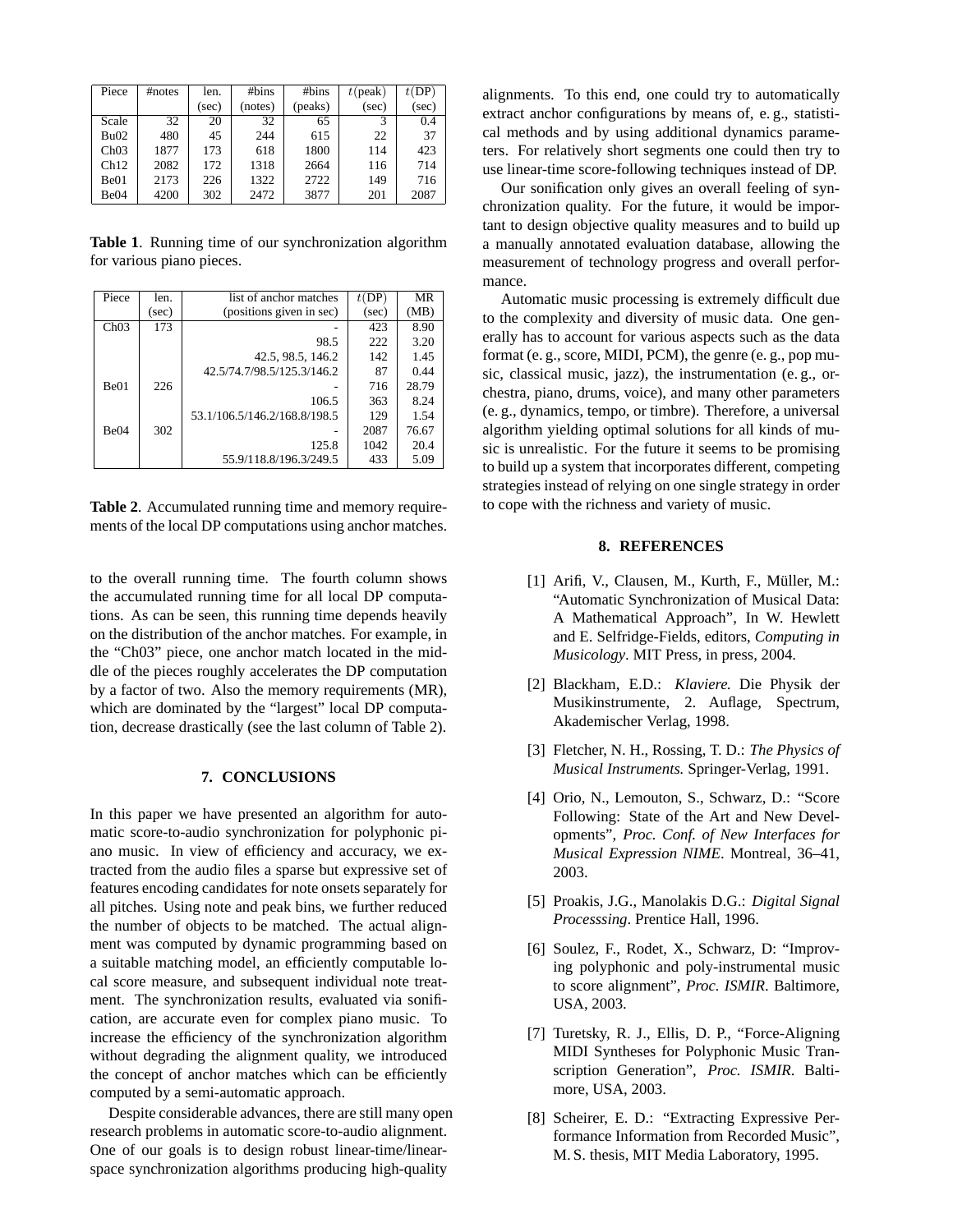| Piece | #notes | len. (sec) | #bins (notes) | #bins (peaks) | $t$(peak) (sec) | $t$(DP) (sec) |
|---|---|---|---|---|---|---|
| Scale | 32 | 20 | 32 | 65 | 3 | 0.4 |
| Bu02 | 480 | 45 | 244 | 615 | 22 | 37 |
| Ch03 | 1877 | 173 | 618 | 1800 | 114 | 423 |
| Ch12 | 2082 | 172 | 1318 | 2664 | 116 | 714 |
| Be01 | 2173 | 226 | 1322 | 2722 | 149 | 716 |
| Be04 | 4200 | 302 | 2472 | 3877 | 201 | 2087 |

**Table 1**. Running time of our synchronization algorithm for various piano pieces.

| Piece | len. (sec) | list of anchor matches (positions given in sec) | $t$(DP) (sec) | MR (MB) |
|---|---|---|---|---|
| Ch03 | 173 | - | 423 | 8.90 |
| | | 98.5 | 222 | 3.20 |
| | | 42.5, 98.5, 146.2 | 142 | 1.45 |
| | | 42.5/74.7/98.5/125.3/146.2 | 87 | 0.44 |
| Be01 | 226 | - | 716 | 28.79 |
| | | 106.5 | 363 | 8.24 |
| | | 53.1/106.5/146.2/168.8/198.5 | 129 | 1.54 |
| Be04 | 302 | - | 2087 | 76.67 |
| | | 125.8 | 1042 | 20.4 |
| | | 55.9/118.8/196.3/249.5 | 433 | 5.09 |

**Table 2**. Accumulated running time and memory requirements of the local DP computations using anchor matches.

to the overall running time. The fourth column shows the accumulated running time for all local DP computations. As can be seen, this running time depends heavily on the distribution of the anchor matches. For example, in the "Ch03" piece, one anchor match located in the middle of the pieces roughly accelerates the DP computation by a factor of two. Also the memory requirements (MR), which are dominated by the "largest" local DP computation, decrease drastically (see the last column of Table 2).

## 7. CONCLUSIONS

In this paper we have presented an algorithm for automatic score-to-audio synchronization for polyphonic piano music. In view of efficiency and accuracy, we extracted from the audio files a sparse but expressive set of features encoding candidates for note onsets separately for all pitches. Using note and peak bins, we further reduced the number of objects to be matched. The actual alignment was computed by dynamic programming based on a suitable matching model, an efficiently computable local score measure, and subsequent individual note treatment. The synchronization results, evaluated via sonification, are accurate even for complex piano music. To increase the efficiency of the synchronization algorithm without degrading the alignment quality, we introduced the concept of anchor matches which can be efficiently computed by a semi-automatic approach.

Despite considerable advances, there are still many open research problems in automatic score-to-audio alignment. One of our goals is to design robust linear-time/linear-space synchronization algorithms producing high-quality alignments. To this end, one could try to automatically extract anchor configurations by means of, e. g., statistical methods and by using additional dynamics parameters. For relatively short segments one could then try to use linear-time score-following techniques instead of DP.

Our sonification only gives an overall feeling of synchronization quality. For the future, it would be important to design objective quality measures and to build up a manually annotated evaluation database, allowing the measurement of technology progress and overall performance.

Automatic music processing is extremely difficult due to the complexity and diversity of music data. One generally has to account for various aspects such as the data format (e. g., score, MIDI, PCM), the genre (e. g., pop music, classical music, jazz), the instrumentation (e. g., orchestra, piano, drums, voice), and many other parameters (e. g., dynamics, tempo, or timbre). Therefore, a universal algorithm yielding optimal solutions for all kinds of music is unrealistic. For the future it seems to be promising to build up a system that incorporates different, competing strategies instead of relying on one single strategy in order to cope with the richness and variety of music.

## 8. REFERENCES

[1] Arifi, V., Clausen, M., Kurth, F., Müller, M.: "Automatic Synchronization of Musical Data: A Mathematical Approach", In W. Hewlett and E. Selfridge-Fields, editors, *Computing in Musicology*. MIT Press, in press, 2004.

[2] Blackham, E.D.: *Klaviere.* Die Physik der Musikinstrumente, 2. Auflage, Spectrum, Akademischer Verlag, 1998.

[3] Fletcher, N. H., Rossing, T. D.: *The Physics of Musical Instruments.* Springer-Verlag, 1991.

[4] Orio, N., Lemouton, S., Schwarz, D.: "Score Following: State of the Art and New Developments", *Proc. Conf. of New Interfaces for Musical Expression NIME*. Montreal, 36–41, 2003.

[5] Proakis, J.G., Manolakis D.G.: *Digital Signal Processsing*. Prentice Hall, 1996.

[6] Soulez, F., Rodet, X., Schwarz, D: "Improving polyphonic and poly-instrumental music to score alignment", *Proc. ISMIR*. Baltimore, USA, 2003.

[7] Turetsky, R. J., Ellis, D. P., "Force-Aligning MIDI Syntheses for Polyphonic Music Transcription Generation", *Proc. ISMIR*. Baltimore, USA, 2003.

[8] Scheirer, E. D.: "Extracting Expressive Performance Information from Recorded Music", M. S. thesis, MIT Media Laboratory, 1995.